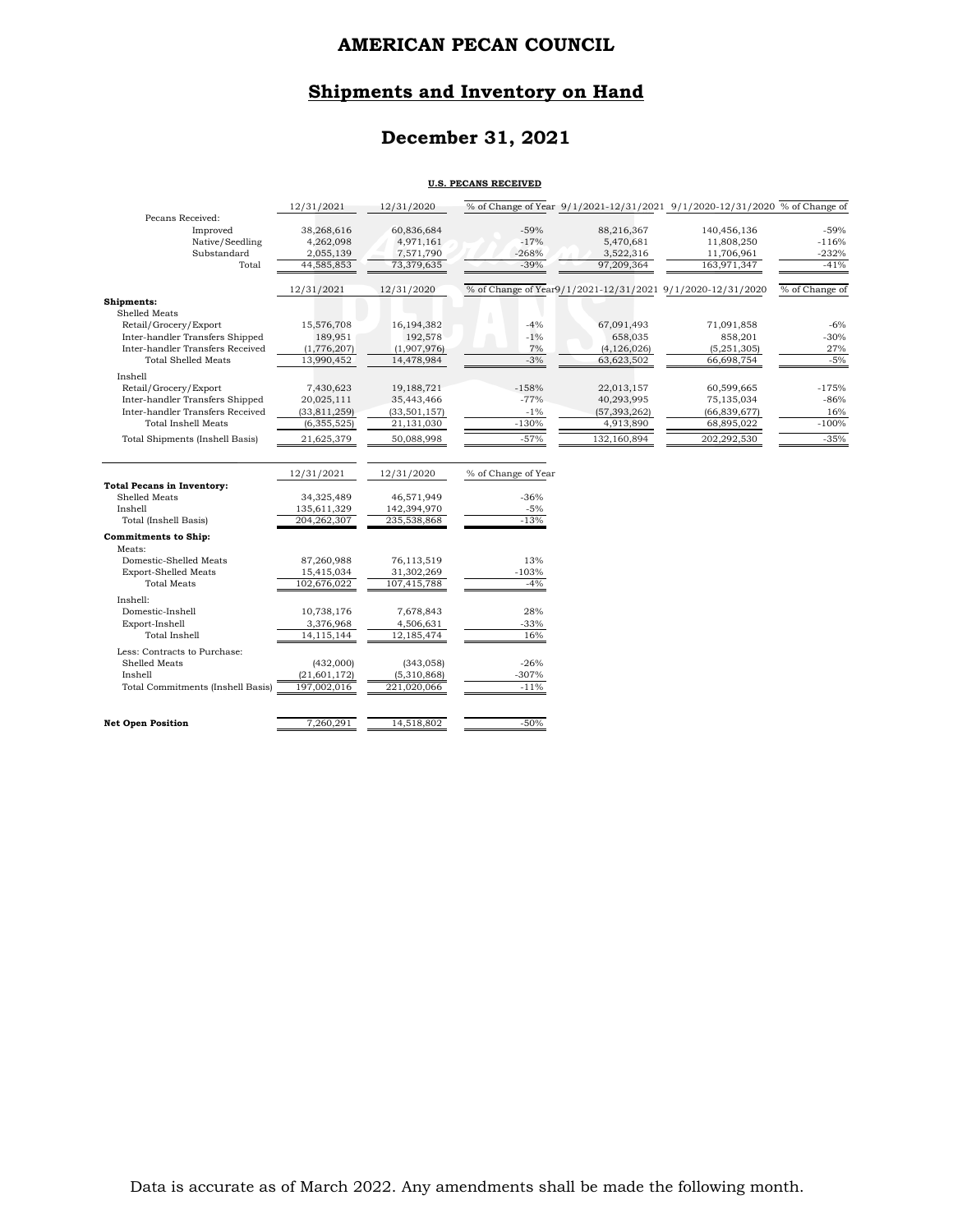# AMERICAN PECAN COUNCIL

## Shipments and Inventory on Hand

## December 31, 2021

**U.S. PECANS RECEIVED**

| | 12/31/2021 | 12/31/2020 | % of Change of Year | 9/1/2021-12/31/2021 | 9/1/2020-12/31/2020 | % of Change of |
|---|---|---|---|---|---|---|
| Pecans Received: | | | | | | |
| Improved | 38,268,616 | 60,836,684 | -59% | 88,216,367 | 140,456,136 | -59% |
| Native/Seedling | 4,262,098 | 4,971,161 | -17% | 5,470,681 | 11,808,250 | -116% |
| Substandard | 2,055,139 | 7,571,790 | -268% | 3,522,316 | 11,706,961 | -232% |
| Total | 44,585,853 | 73,379,635 | -39% | 97,209,364 | 163,971,347 | -41% |

| | 12/31/2021 | 12/31/2020 | % of Change of Year | 9/1/2021-12/31/2021 | 9/1/2020-12/31/2020 | % of Change of |
|---|---|---|---|---|---|---|
| **Shipments:** | | | | | | |
| Shelled Meats | | | | | | |
| Retail/Grocery/Export | 15,576,708 | 16,194,382 | -4% | 67,091,493 | 71,091,858 | -6% |
| Inter-handler Transfers Shipped | 189,951 | 192,578 | -1% | 658,035 | 858,201 | -30% |
| Inter-handler Transfers Received | (1,776,207) | (1,907,976) | 7% | (4,126,026) | (5,251,305) | 27% |
| Total Shelled Meats | 13,990,452 | 14,478,984 | -3% | 63,623,502 | 66,698,754 | -5% |
| Inshell | | | | | | |
| Retail/Grocery/Export | 7,430,623 | 19,188,721 | -158% | 22,013,157 | 60,599,665 | -175% |
| Inter-handler Transfers Shipped | 20,025,111 | 35,443,466 | -77% | 40,293,995 | 75,135,034 | -86% |
| Inter-handler Transfers Received | (33,811,259) | (33,501,157) | -1% | (57,393,262) | (66,839,677) | 16% |
| Total Inshell Meats | (6,355,525) | 21,131,030 | -130% | 4,913,890 | 68,895,022 | -100% |
| Total Shipments (Inshell Basis) | 21,625,379 | 50,088,998 | -57% | 132,160,894 | 202,292,530 | -35% |

| | 12/31/2021 | 12/31/2020 | % of Change of Year |
|---|---|---|---|
| **Total Pecans in Inventory:** | | | |
| Shelled Meats | 34,325,489 | 46,571,949 | -36% |
| Inshell | 135,611,329 | 142,394,970 | -5% |
| Total (Inshell Basis) | 204,262,307 | 235,538,868 | -13% |
| **Commitments to Ship:** | | | |
| Meats: | | | |
| Domestic-Shelled Meats | 87,260,988 | 76,113,519 | 13% |
| Export-Shelled Meats | 15,415,034 | 31,302,269 | -103% |
| Total Meats | 102,676,022 | 107,415,788 | -4% |
| Inshell: | | | |
| Domestic-Inshell | 10,738,176 | 7,678,843 | 28% |
| Export-Inshell | 3,376,968 | 4,506,631 | -33% |
| Total Inshell | 14,115,144 | 12,185,474 | 16% |
| Less: Contracts to Purchase: | | | |
| Shelled Meats | (432,000) | (343,058) | -26% |
| Inshell | (21,601,172) | (5,310,868) | -307% |
| Total Commitments (Inshell Basis) | 197,002,016 | 221,020,066 | -11% |
| **Net Open Position** | 7,260,291 | 14,518,802 | -50% |

Data is accurate as of March 2022. Any amendments shall be made the following month.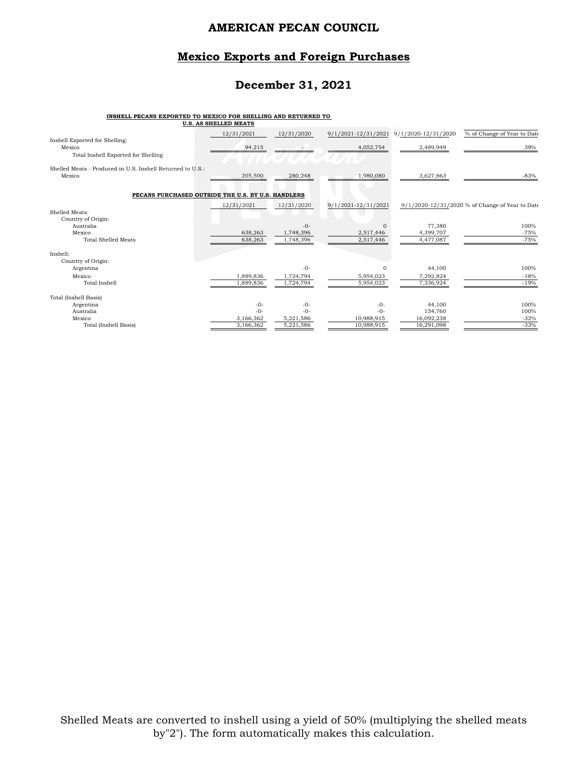# AMERICAN PECAN COUNCIL

## Mexico Exports and Foreign Purchases

## December 31, 2021

**INSHELL PECANS EXPORTED TO MEXICO FOR SHELLING AND RETURNED TO U.S. AS SHELLED MEATS**

| | 12/31/2021 | 12/31/2020 | 9/1/2021-12/31/2021 | 9/1/2020-12/31/2020 | % of Change of Year to Date |
|---|---|---|---|---|---|
| Inshell Exported for Shelling: | | | | | |
| Mexico | 94,215 | - | 4,052,754 | 2,489,949 | 39% |
| Total Inshell Exported for Shelling | | | | | |
| Shelled Meats - Produced in U.S. Inshell Returned to U.S.: | | | | | |
| Mexico | 205,500 | 280,248 | 1,980,080 | 3,627,863 | -83% |

**PECANS PURCHASED OUTSIDE THE U.S. BY U.S. HANDLERS**

| | 12/31/2021 | 12/31/2020 | 9/1/2021-12/31/2021 | 9/1/2020-12/31/2020 | % of Change of Year to Date |
|---|---|---|---|---|---|
| Shelled Meats: | | | | | |
| Country of Origin: | | | | | |
| Australia | | -0- | 0 | 77,380 | 100% |
| Mexico | 638,263 | 1,748,396 | 2,517,446 | 4,399,707 | -75% |
| Total Shelled Meats | 638,263 | 1,748,396 | 2,517,446 | 4,477,087 | -75% |
| Inshell: | | | | | |
| Country of Origin: | | | | | |
| Argentina | | -0- | 0 | 44,100 | 100% |
| Mexico | 1,889,836 | 1,724,794 | 5,954,023 | 7,292,824 | -18% |
| Total Inshell | 1,889,836 | 1,724,794 | 5,954,023 | 7,336,924 | -19% |
| Total (Inshell Basis) | | | | | |
| Argentina | -0- | -0- | -0- | 44,100 | 100% |
| Australia | -0- | -0- | -0- | 154,760 | 100% |
| Mexico | 3,166,362 | 5,221,586 | 10,988,915 | 16,092,238 | -32% |
| Total (Inshell Basis) | 3,166,362 | 5,221,586 | 10,988,915 | 16,291,098 | -33% |

Shelled Meats are converted to inshell using a yield of 50% (multiplying the shelled meats by"2"). The form automatically makes this calculation.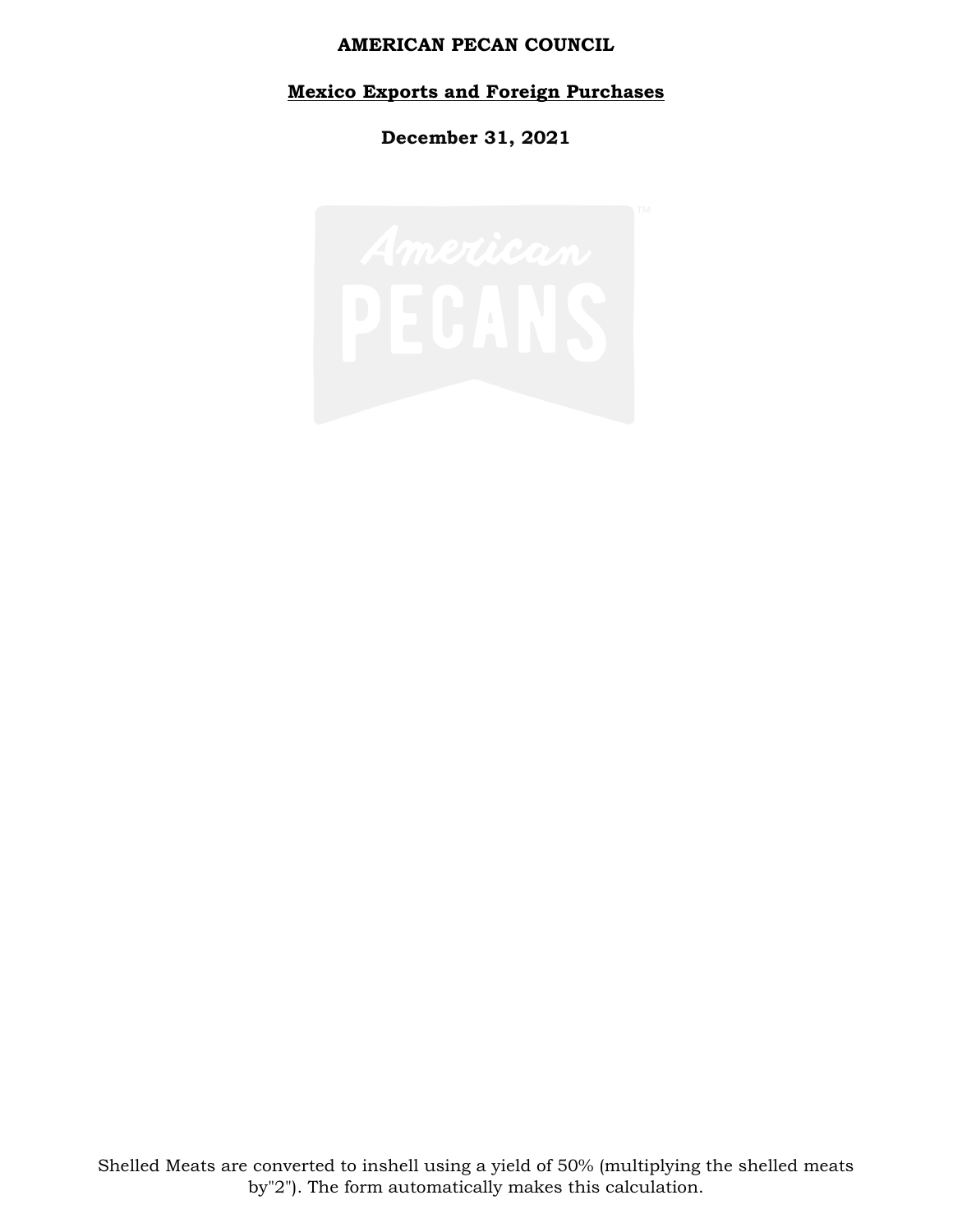**AMERICAN PECAN COUNCIL**

**Mexico Exports and Foreign Purchases**

**December 31, 2021**

Shelled Meats are converted to inshell using a yield of 50% (multiplying the shelled meats by"2"). The form automatically makes this calculation.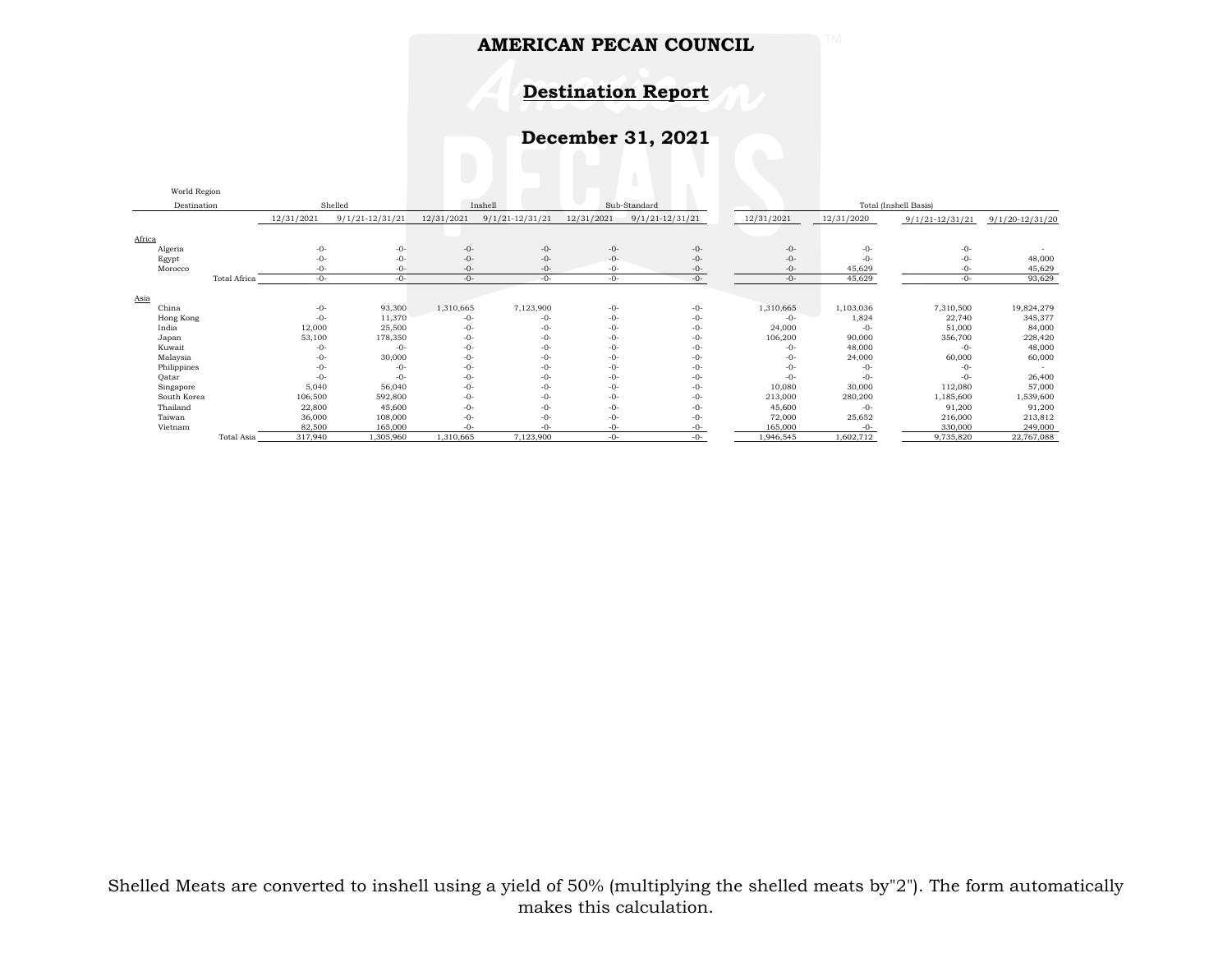# AMERICAN PECAN COUNCIL

## Destination Report

## December 31, 2021

| World Region Destination | Shelled | | Inshell | | Sub-Standard | | Total (Inshell Basis) | | | |
|---|---|---|---|---|---|---|---|---|---|---|
| | 12/31/2021 | 9/1/21-12/31/21 | 12/31/2021 | 9/1/21-12/31/21 | 12/31/2021 | 9/1/21-12/31/21 | 12/31/2021 | 12/31/2020 | 9/1/21-12/31/21 | 9/1/20-12/31/20 |
| Africa | | | | | | | | | | |
| Algeria | -0- | -0- | -0- | -0- | -0- | -0- | -0- | -0- | -0- | - |
| Egypt | -0- | -0- | -0- | -0- | -0- | -0- | -0- | -0- | -0- | 48,000 |
| Morocco | -0- | -0- | -0- | -0- | -0- | -0- | -0- | 45,629 | -0- | 45,629 |
| Total Africa | -0- | -0- | -0- | -0- | -0- | -0- | -0- | 45,629 | -0- | 93,629 |
| Asia | | | | | | | | | | |
| China | -0- | 93,300 | 1,310,665 | 7,123,900 | -0- | -0- | 1,310,665 | 1,103,036 | 7,310,500 | 19,824,279 |
| Hong Kong | -0- | 11,370 | -0- | -0- | -0- | -0- | -0- | 1,824 | 22,740 | 345,377 |
| India | 12,000 | 25,500 | -0- | -0- | -0- | -0- | 24,000 | -0- | 51,000 | 84,000 |
| Japan | 53,100 | 178,350 | -0- | -0- | -0- | -0- | 106,200 | 90,000 | 356,700 | 228,420 |
| Kuwait | -0- | -0- | -0- | -0- | -0- | -0- | -0- | 48,000 | -0- | 48,000 |
| Malaysia | -0- | 30,000 | -0- | -0- | -0- | -0- | -0- | 24,000 | 60,000 | 60,000 |
| Philippines | -0- | -0- | -0- | -0- | -0- | -0- | -0- | -0- | -0- | - |
| Qatar | -0- | -0- | -0- | -0- | -0- | -0- | -0- | -0- | -0- | 26,400 |
| Singapore | 5,040 | 56,040 | -0- | -0- | -0- | -0- | 10,080 | 30,000 | 112,080 | 57,000 |
| South Korea | 106,500 | 592,800 | -0- | -0- | -0- | -0- | 213,000 | 280,200 | 1,185,600 | 1,539,600 |
| Thailand | 22,800 | 45,600 | -0- | -0- | -0- | -0- | 45,600 | -0- | 91,200 | 91,200 |
| Taiwan | 36,000 | 108,000 | -0- | -0- | -0- | -0- | 72,000 | 25,652 | 216,000 | 213,812 |
| Vietnam | 82,500 | 165,000 | -0- | -0- | -0- | -0- | 165,000 | -0- | 330,000 | 249,000 |
| Total Asia | 317,940 | 1,305,960 | 1,310,665 | 7,123,900 | -0- | -0- | 1,946,545 | 1,602,712 | 9,735,820 | 22,767,088 |

Shelled Meats are converted to inshell using a yield of 50% (multiplying the shelled meats by"2"). The form automatically makes this calculation.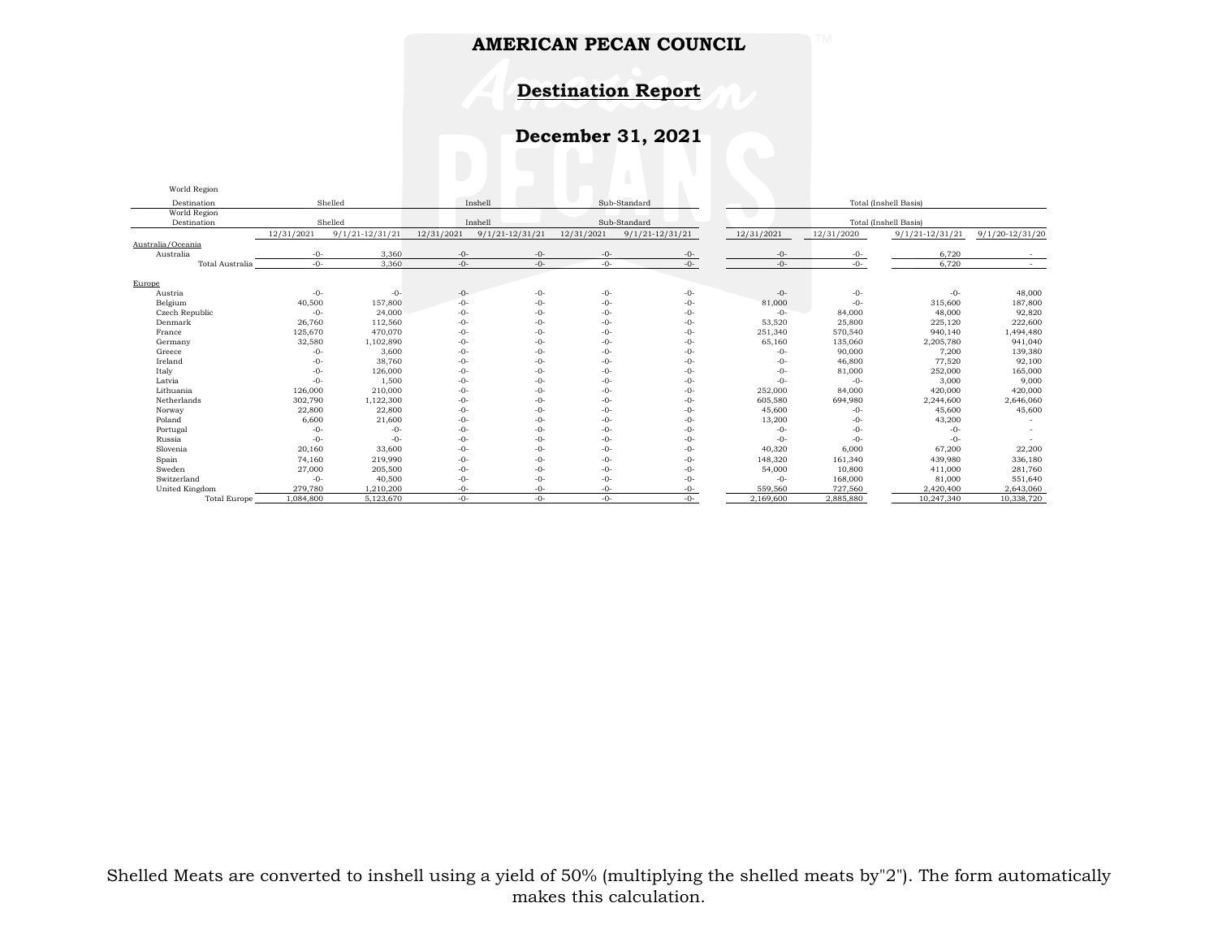# AMERICAN PECAN COUNCIL

## Destination Report

## December 31, 2021

| World Region Destination | Shelled | | Inshell | | Sub-Standard | | Total (Inshell Basis) | | | |
|---|---|---|---|---|---|---|---|---|---|---|
| | 12/31/2021 | 9/1/21-12/31/21 | 12/31/2021 | 9/1/21-12/31/21 | 12/31/2021 | 9/1/21-12/31/21 | 12/31/2021 | 12/31/2020 | 9/1/21-12/31/21 | 9/1/20-12/31/20 |
| **Australia/Oceania** | | | | | | | | | | |
| Australia | -0- | 3,360 | -0- | -0- | -0- | -0- | -0- | -0- | 6,720 | - |
| Total Australia | -0- | 3,360 | -0- | -0- | -0- | -0- | -0- | -0- | 6,720 | - |
| **Europe** | | | | | | | | | | |
| Austria | -0- | -0- | -0- | -0- | -0- | -0- | -0- | -0- | -0- | 48,000 |
| Belgium | 40,500 | 157,800 | -0- | -0- | -0- | -0- | 81,000 | -0- | 315,600 | 187,800 |
| Czech Republic | -0- | 24,000 | -0- | -0- | -0- | -0- | -0- | 84,000 | 48,000 | 92,820 |
| Denmark | 26,760 | 112,560 | -0- | -0- | -0- | -0- | 53,520 | 25,800 | 225,120 | 222,600 |
| France | 125,670 | 470,070 | -0- | -0- | -0- | -0- | 251,340 | 570,540 | 940,140 | 1,494,480 |
| Germany | 32,580 | 1,102,890 | -0- | -0- | -0- | -0- | 65,160 | 135,060 | 2,205,780 | 941,040 |
| Greece | -0- | 3,600 | -0- | -0- | -0- | -0- | -0- | 90,000 | 7,200 | 139,380 |
| Ireland | -0- | 38,760 | -0- | -0- | -0- | -0- | -0- | 46,800 | 77,520 | 92,100 |
| Italy | -0- | 126,000 | -0- | -0- | -0- | -0- | -0- | 81,000 | 252,000 | 165,000 |
| Latvia | -0- | 1,500 | -0- | -0- | -0- | -0- | -0- | -0- | 3,000 | 9,000 |
| Lithuania | 126,000 | 210,000 | -0- | -0- | -0- | -0- | 252,000 | 84,000 | 420,000 | 420,000 |
| Netherlands | 302,790 | 1,122,300 | -0- | -0- | -0- | -0- | 605,580 | 694,980 | 2,244,600 | 2,646,060 |
| Norway | 22,800 | 22,800 | -0- | -0- | -0- | -0- | 45,600 | -0- | 45,600 | 45,600 |
| Poland | 6,600 | 21,600 | -0- | -0- | -0- | -0- | 13,200 | -0- | 43,200 | - |
| Portugal | -0- | -0- | -0- | -0- | -0- | -0- | -0- | -0- | -0- | - |
| Russia | -0- | -0- | -0- | -0- | -0- | -0- | -0- | -0- | -0- | - |
| Slovenia | 20,160 | 33,600 | -0- | -0- | -0- | -0- | 40,320 | 6,000 | 67,200 | 22,200 |
| Spain | 74,160 | 219,990 | -0- | -0- | -0- | -0- | 148,320 | 161,340 | 439,980 | 336,180 |
| Sweden | 27,000 | 205,500 | -0- | -0- | -0- | -0- | 54,000 | 10,800 | 411,000 | 281,760 |
| Switzerland | -0- | 40,500 | -0- | -0- | -0- | -0- | -0- | 168,000 | 81,000 | 551,640 |
| United Kingdom | 279,780 | 1,210,200 | -0- | -0- | -0- | -0- | 559,560 | 727,560 | 2,420,400 | 2,643,060 |
| Total Europe | 1,084,800 | 5,123,670 | -0- | -0- | -0- | -0- | 2,169,600 | 2,885,880 | 10,247,340 | 10,338,720 |

Shelled Meats are converted to inshell using a yield of 50% (multiplying the shelled meats by"2"). The form automatically makes this calculation.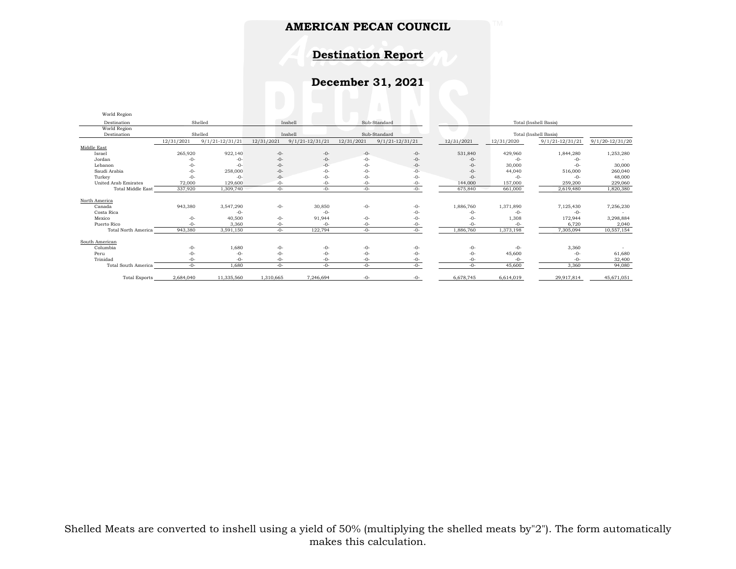# AMERICAN PECAN COUNCIL

## Destination Report

## December 31, 2021

| World Region Destination | Shelled | | Inshell | | Sub-Standard | | Total (Inshell Basis) | | | |
|---|---|---|---|---|---|---|---|---|---|---|
| | 12/31/2021 | 9/1/21-12/31/21 | 12/31/2021 | 9/1/21-12/31/21 | 12/31/2021 | 9/1/21-12/31/21 | 12/31/2021 | 12/31/2020 | 9/1/21-12/31/21 | 9/1/20-12/31/20 |
| Middle East | | | | | | | | | | |
| Israel | 265,920 | 922,140 | -0- | -0- | -0- | -0- | 531,840 | 429,960 | 1,844,280 | 1,253,280 |
| Jordan | -0- | -0- | -0- | -0- | -0- | -0- | -0- | -0- | -0- | - |
| Lebanon | -0- | -0- | -0- | -0- | -0- | -0- | -0- | 30,000 | -0- | 30,000 |
| Saudi Arabia | -0- | 258,000 | -0- | -0- | -0- | -0- | -0- | 44,040 | 516,000 | 260,040 |
| Turkey | -0- | -0- | -0- | -0- | -0- | -0- | -0- | -0- | -0- | 48,000 |
| United Arab Emirates | 72,000 | 129,600 | -0- | -0- | -0- | -0- | 144,000 | 157,000 | 259,200 | 229,060 |
| Total Middle East | 337,920 | 1,309,740 | -0- | -0- | -0- | -0- | 675,840 | 661,000 | 2,619,480 | 1,820,380 |
| North America | | | | | | | | | | |
| Canada | 943,380 | 3,547,290 | -0- | 30,850 | -0- | -0- | 1,886,760 | 1,371,890 | 7,125,430 | 7,256,230 |
| Costa Rica | | -0- | | -0- | | -0- | -0- | -0- | -0- | - |
| Mexico | -0- | 40,500 | -0- | 91,944 | -0- | -0- | -0- | 1,308 | 172,944 | 3,298,884 |
| Puerto Rico | -0- | 3,360 | -0- | -0- | -0- | -0- | -0- | -0- | 6,720 | 2,040 |
| Total North America | 943,380 | 3,591,150 | -0- | 122,794 | -0- | -0- | 1,886,760 | 1,373,198 | 7,305,094 | 10,557,154 |
| South American | | | | | | | | | | |
| Columbia | -0- | 1,680 | -0- | -0- | -0- | -0- | -0- | -0- | 3,360 | - |
| Peru | -0- | -0- | -0- | -0- | -0- | -0- | -0- | 45,600 | -0- | 61,680 |
| Trinidad | -0- | -0- | -0- | -0- | -0- | -0- | -0- | -0- | -0- | 32,400 |
| Total South America | -0- | 1,680 | -0- | -0- | -0- | -0- | -0- | 45,600 | 3,360 | 94,080 |
| Total Exports | 2,684,040 | 11,335,560 | 1,310,665 | 7,246,694 | -0- | -0- | 6,678,745 | 6,614,019 | 29,917,814 | 45,671,051 |

Shelled Meats are converted to inshell using a yield of 50% (multiplying the shelled meats by"2"). The form automatically makes this calculation.